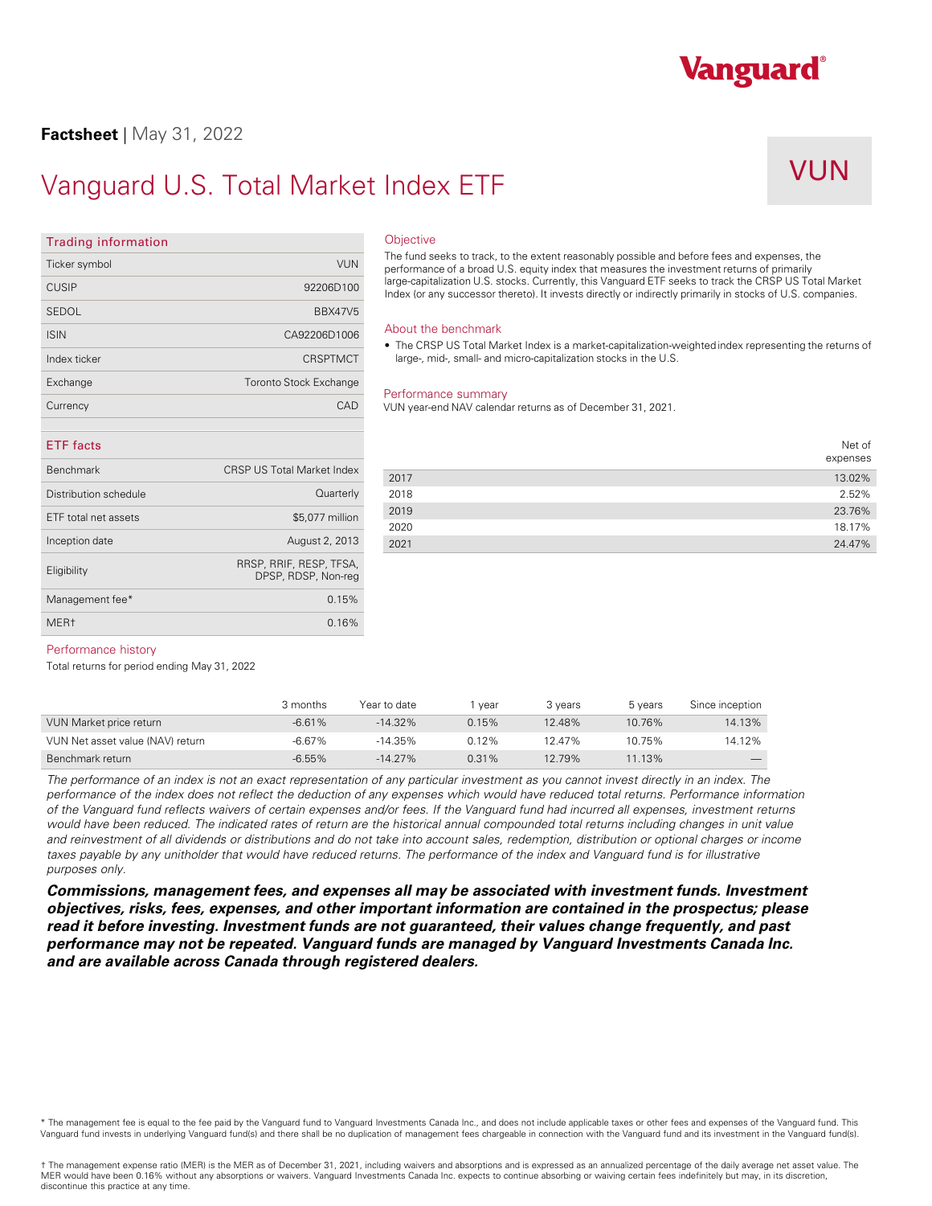**Factsheet** | May 31, 2022

# Vanguard U.S. Total Market Index ETF

## VUN

### Trading information

| | |
|---|---|
| Ticker symbol | VUN |
| CUSIP | 92206D100 |
| SEDOL | BBX47V5 |
| ISIN | CA92206D1006 |
| Index ticker | CRSPTMCT |
| Exchange | Toronto Stock Exchange |
| Currency | CAD |

### ETF facts

| | |
|---|---|
| Benchmark | CRSP US Total Market Index |
| Distribution schedule | Quarterly |
| ETF total net assets | $5,077 million |
| Inception date | August 2, 2013 |
| Eligibility | RRSP, RRIF, RESP, TFSA, DPSP, RDSP, Non-reg |
| Management fee* | 0.15% |
| MER† | 0.16% |

### Objective

The fund seeks to track, to the extent reasonably possible and before fees and expenses, the performance of a broad U.S. equity index that measures the investment returns of primarily large-capitalization U.S. stocks. Currently, this Vanguard ETF seeks to track the CRSP US Total Market Index (or any successor thereto). It invests directly or indirectly primarily in stocks of U.S. companies.

### About the benchmark

- The CRSP US Total Market Index is a market-capitalization-weighted index representing the returns of large-, mid-, small- and micro-capitalization stocks in the U.S.

### Performance summary

VUN year-end NAV calendar returns as of December 31, 2021.

| | Net of expenses |
|---|---|
| 2017 | 13.02% |
| 2018 | 2.52% |
| 2019 | 23.76% |
| 2020 | 18.17% |
| 2021 | 24.47% |

### Performance history

Total returns for period ending May 31, 2022

| | 3 months | Year to date | 1 year | 3 years | 5 years | Since inception |
|---|---|---|---|---|---|---|
| VUN Market price return | -6.61% | -14.32% | 0.15% | 12.48% | 10.76% | 14.13% |
| VUN Net asset value (NAV) return | -6.67% | -14.35% | 0.12% | 12.47% | 10.75% | 14.12% |
| Benchmark return | -6.55% | -14.27% | 0.31% | 12.79% | 11.13% | — |

*The performance of an index is not an exact representation of any particular investment as you cannot invest directly in an index. The performance of the index does not reflect the deduction of any expenses which would have reduced total returns. Performance information of the Vanguard fund reflects waivers of certain expenses and/or fees. If the Vanguard fund had incurred all expenses, investment returns would have been reduced. The indicated rates of return are the historical annual compounded total returns including changes in unit value and reinvestment of all dividends or distributions and do not take into account sales, redemption, distribution or optional charges or income taxes payable by any unitholder that would have reduced returns. The performance of the index and Vanguard fund is for illustrative purposes only.*

***Commissions, management fees, and expenses all may be associated with investment funds. Investment objectives, risks, fees, expenses, and other important information are contained in the prospectus; please read it before investing. Investment funds are not guaranteed, their values change frequently, and past performance may not be repeated. Vanguard funds are managed by Vanguard Investments Canada Inc. and are available across Canada through registered dealers.***

\* The management fee is equal to the fee paid by the Vanguard fund to Vanguard Investments Canada Inc., and does not include applicable taxes or other fees and expenses of the Vanguard fund. This Vanguard fund invests in underlying Vanguard fund(s) and there shall be no duplication of management fees chargeable in connection with the Vanguard fund and its investment in the Vanguard fund(s).

† The management expense ratio (MER) is the MER as of December 31, 2021, including waivers and absorptions and is expressed as an annualized percentage of the daily average net asset value. The MER would have been 0.16% without any absorptions or waivers. Vanguard Investments Canada Inc. expects to continue absorbing or waiving certain fees indefinitely but may, in its discretion, discontinue this practice at any time.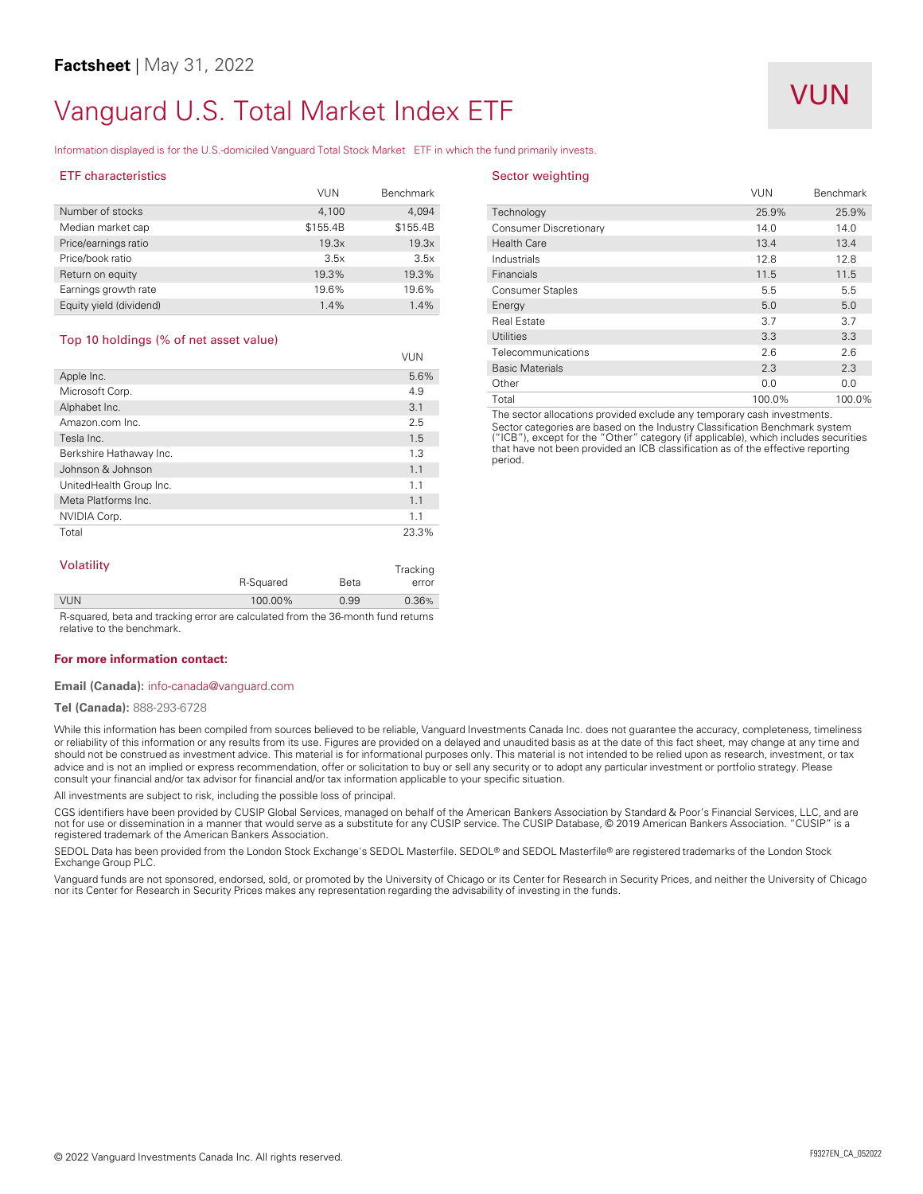**Factsheet** | May 31, 2022

# Vanguard U.S. Total Market Index ETF

VUN

Information displayed is for the U.S.-domiciled Vanguard Total Stock Market ETF in which the fund primarily invests.

## ETF characteristics

| | VUN | Benchmark |
|---|---|---|
| Number of stocks | 4,100 | 4,094 |
| Median market cap | $155.4B | $155.4B |
| Price/earnings ratio | 19.3x | 19.3x |
| Price/book ratio | 3.5x | 3.5x |
| Return on equity | 19.3% | 19.3% |
| Earnings growth rate | 19.6% | 19.6% |
| Equity yield (dividend) | 1.4% | 1.4% |

## Top 10 holdings (% of net asset value)

| | VUN |
|---|---|
| Apple Inc. | 5.6% |
| Microsoft Corp. | 4.9 |
| Alphabet Inc. | 3.1 |
| Amazon.com Inc. | 2.5 |
| Tesla Inc. | 1.5 |
| Berkshire Hathaway Inc. | 1.3 |
| Johnson & Johnson | 1.1 |
| UnitedHealth Group Inc. | 1.1 |
| Meta Platforms Inc. | 1.1 |
| NVIDIA Corp. | 1.1 |
| Total | 23.3% |

## Volatility

| | R-Squared | Beta | Tracking error |
|---|---|---|---|
| VUN | 100.00% | 0.99 | 0.36% |

R-squared, beta and tracking error are calculated from the 36-month fund returns relative to the benchmark.

## Sector weighting

| | VUN | Benchmark |
|---|---|---|
| Technology | 25.9% | 25.9% |
| Consumer Discretionary | 14.0 | 14.0 |
| Health Care | 13.4 | 13.4 |
| Industrials | 12.8 | 12.8 |
| Financials | 11.5 | 11.5 |
| Consumer Staples | 5.5 | 5.5 |
| Energy | 5.0 | 5.0 |
| Real Estate | 3.7 | 3.7 |
| Utilities | 3.3 | 3.3 |
| Telecommunications | 2.6 | 2.6 |
| Basic Materials | 2.3 | 2.3 |
| Other | 0.0 | 0.0 |
| Total | 100.0% | 100.0% |

The sector allocations provided exclude any temporary cash investments.
Sector categories are based on the Industry Classification Benchmark system ("ICB"), except for the "Other" category (if applicable), which includes securities that have not been provided an ICB classification as of the effective reporting period.

**For more information contact:**

**Email (Canada):** info-canada@vanguard.com

**Tel (Canada):** 888-293-6728

While this information has been compiled from sources believed to be reliable, Vanguard Investments Canada Inc. does not guarantee the accuracy, completeness, timeliness or reliability of this information or any results from its use. Figures are provided on a delayed and unaudited basis as at the date of this fact sheet, may change at any time and should not be construed as investment advice. This material is for informational purposes only. This material is not intended to be relied upon as research, investment, or tax advice and is not an implied or express recommendation, offer or solicitation to buy or sell any security or to adopt any particular investment or portfolio strategy. Please consult your financial and/or tax advisor for financial and/or tax information applicable to your specific situation.

All investments are subject to risk, including the possible loss of principal.

CGS identifiers have been provided by CUSIP Global Services, managed on behalf of the American Bankers Association by Standard & Poor's Financial Services, LLC, and are not for use or dissemination in a manner that would serve as a substitute for any CUSIP service. The CUSIP Database, © 2019 American Bankers Association. "CUSIP" is a registered trademark of the American Bankers Association.

SEDOL Data has been provided from the London Stock Exchange's SEDOL Masterfile. SEDOL® and SEDOL Masterfile® are registered trademarks of the London Stock Exchange Group PLC.

Vanguard funds are not sponsored, endorsed, sold, or promoted by the University of Chicago or its Center for Research in Security Prices, and neither the University of Chicago nor its Center for Research in Security Prices makes any representation regarding the advisability of investing in the funds.

© 2022 Vanguard Investments Canada Inc. All rights reserved.

F9327EN_CA_052022